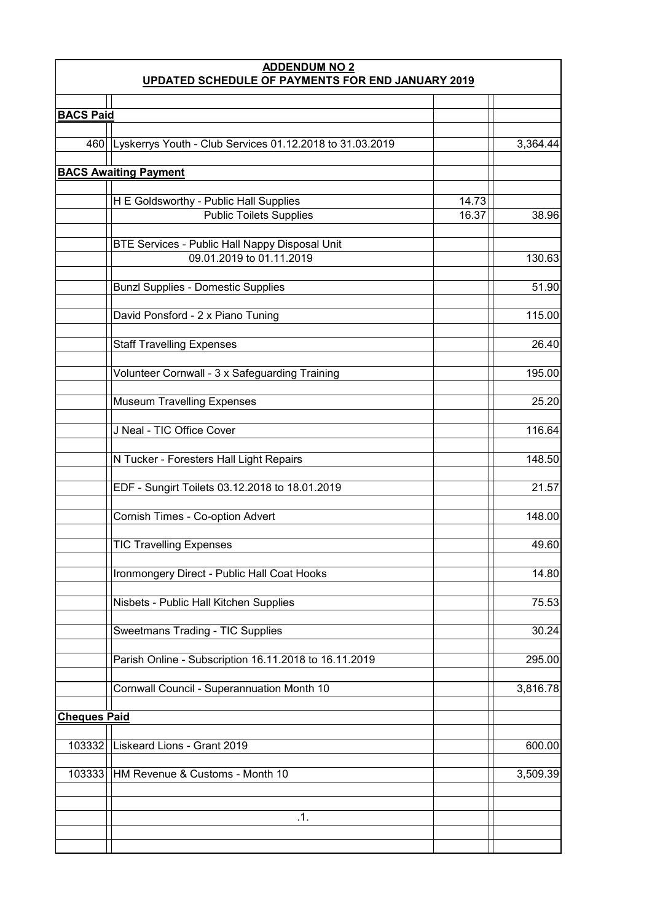**ADDENDUM NO 2**

**UPDATED SCHEDULE OF PAYMENTS FOR END JANUARY 2019**

| | | | |
|---|---|---|---|
| **BACS Paid** | | | |
| 460 | Lyskerrys Youth - Club Services 01.12.2018 to 31.03.2019 | | 3,364.44 |
| **BACS Awaiting Payment** | | | |
| | H E Goldsworthy - Public Hall Supplies | 14.73 | |
| | Public Toilets Supplies | 16.37 | 38.96 |
| | BTE Services - Public Hall Nappy Disposal Unit | | |
| | 09.01.2019 to 01.11.2019 | | 130.63 |
| | Bunzl Supplies - Domestic Supplies | | 51.90 |
| | David Ponsford - 2 x Piano Tuning | | 115.00 |
| | Staff Travelling Expenses | | 26.40 |
| | Volunteer Cornwall - 3 x Safeguarding Training | | 195.00 |
| | Museum Travelling Expenses | | 25.20 |
| | J Neal - TIC Office Cover | | 116.64 |
| | N Tucker - Foresters Hall Light Repairs | | 148.50 |
| | EDF - Sungirt Toilets 03.12.2018 to 18.01.2019 | | 21.57 |
| | Cornish Times - Co-option Advert | | 148.00 |
| | TIC Travelling Expenses | | 49.60 |
| | Ironmongery Direct - Public Hall Coat Hooks | | 14.80 |
| | Nisbets - Public Hall Kitchen Supplies | | 75.53 |
| | Sweetmans Trading - TIC Supplies | | 30.24 |
| | Parish Online - Subscription 16.11.2018 to 16.11.2019 | | 295.00 |
| | Cornwall Council - Superannuation Month 10 | | 3,816.78 |
| **Cheques Paid** | | | |
| 103332 | Liskeard Lions - Grant 2019 | | 600.00 |
| 103333 | HM Revenue & Customs - Month 10 | | 3,509.39 |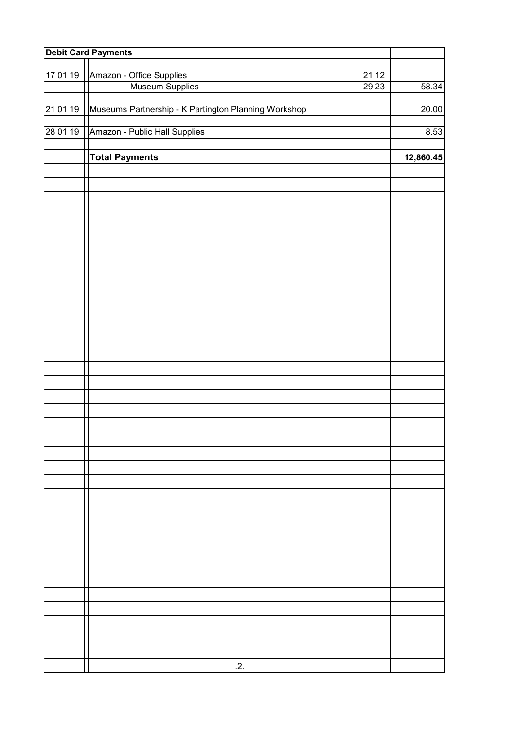| | | | |
|---|---|---|---|
| **Debit Card Payments** | | | |
| 17 01 19 | Amazon - Office Supplies | 21.12 | |
| | Museum Supplies | 29.23 | 58.34 |
| 21 01 19 | Museums Partnership - K Partington Planning Workshop | | 20.00 |
| 28 01 19 | Amazon - Public Hall Supplies | | 8.53 |
| | **Total Payments** | | **12,860.45** |